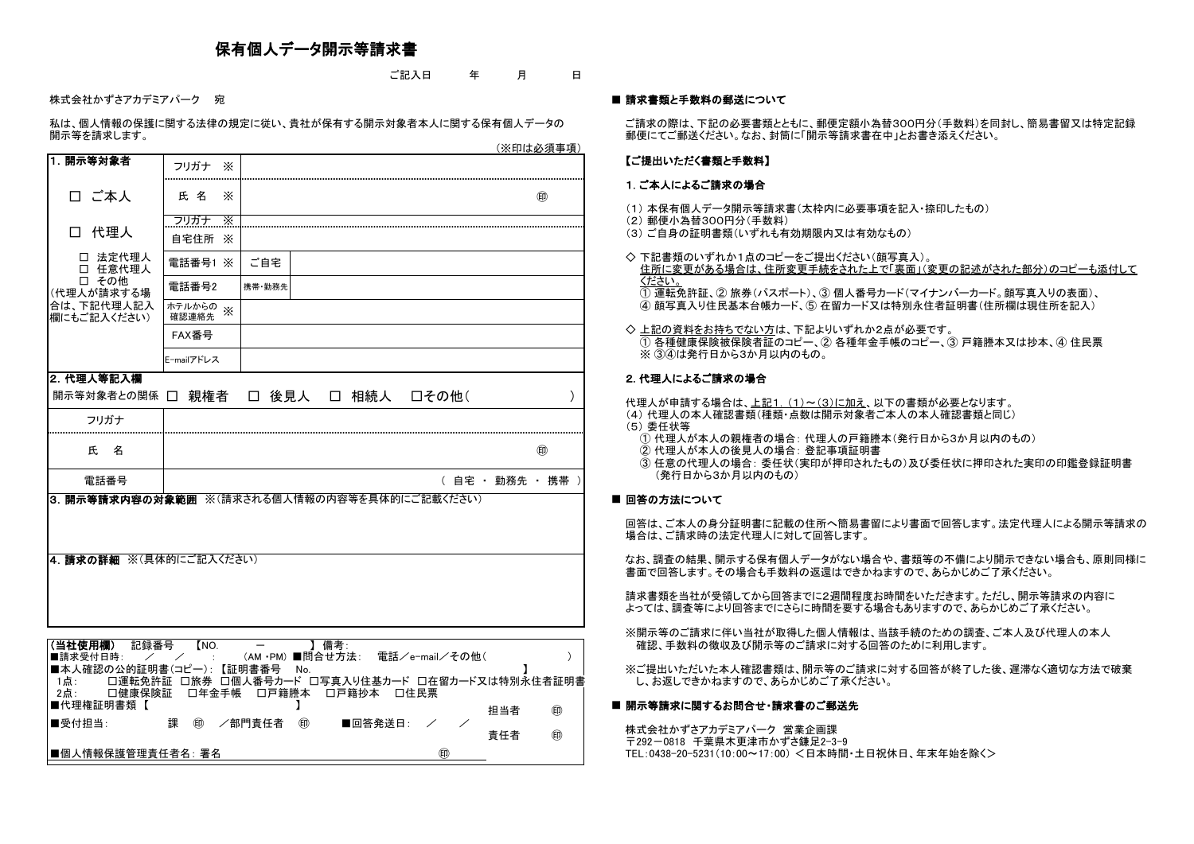# 保有個人データ開示等請求書

ご記入日　　　年　　　月　　　日

株式会社かずさアカデミアパーク　宛

私は、個人情報の保護に関する法律の規定に従い、貴社が保有する開示対象者本人に関する保有個人データの開示等を請求します。

（※印は必須事項）

| **1. 開示等対象者** | フリガナ　※ | | |
|---|---|---|---|
| □ ご本人 | 氏 名　※ | | ㊞ |
| □ 代理人 | フリガナ　※ | | |
| | 自宅住所　※ | | |
| □ 法定代理人<br>□ 任意代理人<br>□ その他<br>(代理人が請求する場合は、下記代理人記入欄にもご記入ください) | 電話番号1 ※ | ご自宅 | |
| | 電話番号2 | 携帯・勤務先 | |
| | ホテルからの確認連絡先 ※ | | |
| | FAX番号 | | |
| | E-mailアドレス | | |

| **2. 代理人等記入欄** | |
|---|---|
| 開示等対象者との関係 | □ 親権者　□ 後見人　□ 相続人　□その他（　　　　　） |
| フリガナ | |
| 氏　名 | ㊞ |
| 電話番号 | （ 自宅 ・ 勤務先 ・ 携帯 ） |

**3. 開示等請求内容の対象範囲**　※(請求される個人情報の内容等を具体的にご記載ください)

**4. 請求の詳細**　※(具体的にご記入ください)

**(当社使用欄)**　記録番号　【NO.　　－　　】 備考:

■請求受付日時:　／　／　:　（AM・PM） ■問合せ方法:　電話／e-mail／その他（　　　）

■本人確認の公的証明書(コピー): 【証明書番号　No.　　　　】

1点:　□運転免許証　□旅券　□個人番号カード　□写真入り住基カード　□在留カード又は特別永住者証明書

2点:　□健康保険証　□年金手帳　□戸籍謄本　□戸籍抄本　□住民票

■代理権証明書類 【　　　　】　　担当者 ㊞

■受付担当:　課 ㊞ ／部門責任者 ㊞　■回答発送日:　／　／　　責任者 ㊞

■個人情報保護管理責任者名: 署名　　　㊞

## ■ 請求書類と手数料の郵送について

ご請求の際は、下記の必要書類とともに、郵便定額小為替300円分(手数料)を同封し、簡易書留又は特定記録郵便にてご郵送ください。なお、封筒に「開示等請求書在中」とお書き添えください。

### 【ご提出いただく書類と手数料】

**1. ご本人によるご請求の場合**

(1) 本保有個人データ開示等請求書(太枠内に必要事項を記入・捺印したもの)
(2) 郵便小為替300円分(手数料)
(3) ご自身の証明書類(いずれも有効期限内又は有効なもの)

◇ 下記書類のいずれか1点のコピーをご提出ください(顔写真入)。
住所に変更がある場合は、住所変更手続をされた上で「裏面」(変更の記述がされた部分)のコピーも添付してください。
① 運転免許証、② 旅券(パスポート)、③ 個人番号カード(マイナンバーカード。顔写真入りの表面)、
④ 顔写真入り住民基本台帳カード、⑤ 在留カード又は特別永住者証明書(住所欄は現住所を記入)

◇ 上記の資料をお持ちでない方は、下記よりいずれか2点が必要です。
① 各種健康保険被保険者証のコピー、② 各種年金手帳のコピー、③ 戸籍謄本又は抄本、④ 住民票
※ ③④は発行日から3か月以内のもの。

**2. 代理人によるご請求の場合**

代理人が申請する場合は、上記1. (1)～(3)に加え、以下の書類が必要となります。
(4) 代理人の本人確認書類(種類・点数は開示対象者ご本人の本人確認書類と同じ)
(5) 委任状等
① 代理人が本人の親権者の場合: 代理人の戸籍謄本(発行日から3か月以内のもの)
② 代理人が本人の後見人の場合: 登記事項証明書
③ 任意の代理人の場合: 委任状(実印が押印されたもの)及び委任状に押印された実印の印鑑登録証明書(発行日から3か月以内のもの)

## ■ 回答の方法について

回答は、ご本人の身分証明書に記載の住所へ簡易書留により書面で回答します。法定代理人による開示等請求の場合は、ご請求時の法定代理人に対して回答します。

なお、調査の結果、開示する保有個人データがない場合や、書類等の不備により開示できない場合も、原則同様に書面で回答します。その場合も手数料の返還はできかねますので、あらかじめご了承ください。

請求書類を当社が受領してから回答までに2週間程度お時間をいただきます。ただし、開示等請求の内容によっては、調査等により回答までにさらに時間を要する場合もありますので、あらかじめご了承ください。

※開示等のご請求に伴い当社が取得した個人情報は、当該手続のための調査、ご本人及び代理人の本人確認、手数料の徴収及び開示等のご請求に対する回答のために利用します。

※ご提出いただいた本人確認書類は、開示等のご請求に対する回答が終了した後、遅滞なく適切な方法で破棄し、お返しできかねますので、あらかじめご了承ください。

## ■ 開示等請求に関するお問合せ・請求書のご郵送先

株式会社かずさアカデミアパーク　営業企画課
〒292－0818　千葉県木更津市かずさ鎌足2-3-9
TEL:0438-20-5231(10:00～17:00) ＜日本時間・土日祝休日、年末年始を除く＞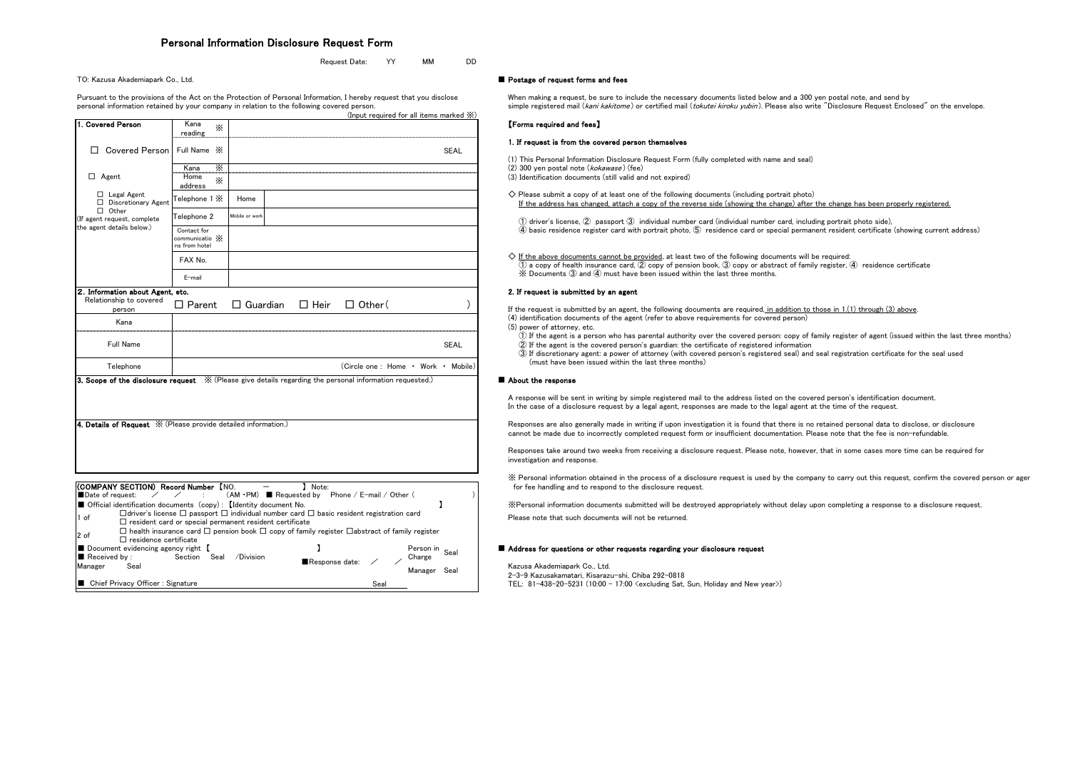# Personal Information Disclosure Request Form

Request Date: YY MM DD

TO: Kazusa Akademiapark Co., Ltd.

Pursuant to the provisions of the Act on the Protection of Personal Information, I hereby request that you disclose personal information retained by your company in relation to the following covered person.

(Input required for all items marked ※)

| | | | |
|---|---|---|---|
| **1. Covered Person** | Kana reading ※ | | |
| □ Covered Person | Full Name ※ | | SEAL |
| □ Agent | Kana ※ | | |
| □ Legal Agent<br>□ Discretionary Agent<br>□ Other<br>(If agent request, complete the agent details below.) | Home address ※ | | |
| | Telephone 1 ※ | Home | |
| | Telephone 2 | Mobile or work | |
| | Contact for communications from hotel ※ | | |
| | FAX No. | | |
| | E-mail | | |
| **2. Information about Agent, etc.** | | | |
| Relationship to covered person | □ Parent □ Guardian □ Heir □ Other( ) | | |
| Kana | | | |
| Full Name | | | SEAL |
| Telephone | (Circle one : Home ・ Work ・ Mobile) | | |

**3. Scope of the disclosure request** ※ (Please give details regarding the personal information requested.)

**4. Details of Request** ※ (Please provide detailed information.)

**(COMPANY SECTION) Record Number** 【NO. − 】 Note:

■Date of request: / / : (AM・PM) ■ Requested by Phone / E-mail / Other ( )

■ Official identification documents (copy): 【Identity document No. 】

1 of: □driver's license □ passport □ individual number card □ basic resident registration card □ resident card or special permanent resident certificate

2 of: □ health insurance card □ pension book □ copy of family register □abstract of family register □ residence certificate

■ Document evidencing agency right 【 】

■ Received by : Section Seal /Division ■Response date: / / Person in Charge Seal

Manager Seal Manager Seal

■ Chief Privacy Officer : Signature Seal

## ■ Postage of request forms and fees

When making a request, be sure to include the necessary documents listed below and a 300 yen postal note, and send by simple registered mail (*kani kakitome*) or certified mail (*tokutei kiroku yubin*). Please also write "Disclosure Request Enclosed" on the envelope.

### 【Forms required and fees】

**1. If request is from the covered person themselves**

(1) This Personal Information Disclosure Request Form (fully completed with name and seal)
(2) 300 yen postal note (*kokawase*) (fee)
(3) Identification documents (still valid and not expired)

◇ Please submit a copy of at least one of the following documents (including portrait photo)
If the address has changed, attach a copy of the reverse side (showing the change) after the change has been properly registered.

① driver's license, ② passport ③ individual number card (individual number card, including portrait photo side),
④ basic residence register card with portrait photo, ⑤ residence card or special permanent resident certificate (showing current address)

◇ If the above documents cannot be provided, at least two of the following documents will be required:
① a copy of health insurance card, ② copy of pension book, ③ copy or abstract of family register, ④ residence certificate
※ Documents ③ and ④ must have been issued within the last three months.

**2. If request is submitted by an agent**

If the request is submitted by an agent, the following documents are required, in addition to those in 1.(1) through (3) above.
(4) identification documents of the agent (refer to above requirements for covered person)
(5) power of attorney, etc.
① If the agent is a person who has parental authority over the covered person: copy of family register of agent (issued within the last three months)
② If the agent is the covered person's guardian: the certificate of registered information
③ If discretionary agent: a power of attorney (with covered person's registered seal) and seal registration certificate for the seal used (must have been issued within the last three months)

## ■ About the response

A response will be sent in writing by simple registered mail to the address listed on the covered person's identification document.
In the case of a disclosure request by a legal agent, responses are made to the legal agent at the time of the request.

Responses are also generally made in writing if upon investigation it is found that there is no retained personal data to disclose, or disclosure cannot be made due to incorrectly completed request form or insufficient documentation. Please note that the fee is non-refundable.

Responses take around two weeks from receiving a disclosure request. Please note, however, that in some cases more time can be required for investigation and response.

※ Personal information obtained in the process of a disclosure request is used by the company to carry out this request, confirm the covered person or ager for fee handling and to respond to the disclosure request.

※Personal information documents submitted will be destroyed appropriately without delay upon completing a response to a disclosure request.

Please note that such documents will not be returned.

## ■ Address for questions or other requests regarding your disclosure request

Kazusa Akademiapark Co., Ltd.
2-3-9 Kazusakamatari, Kisarazu-shi, Chiba 292-0818
TEL: 81-438-20-5231 (10:00 - 17:00 <excluding Sat, Sun, Holiday and New year>)